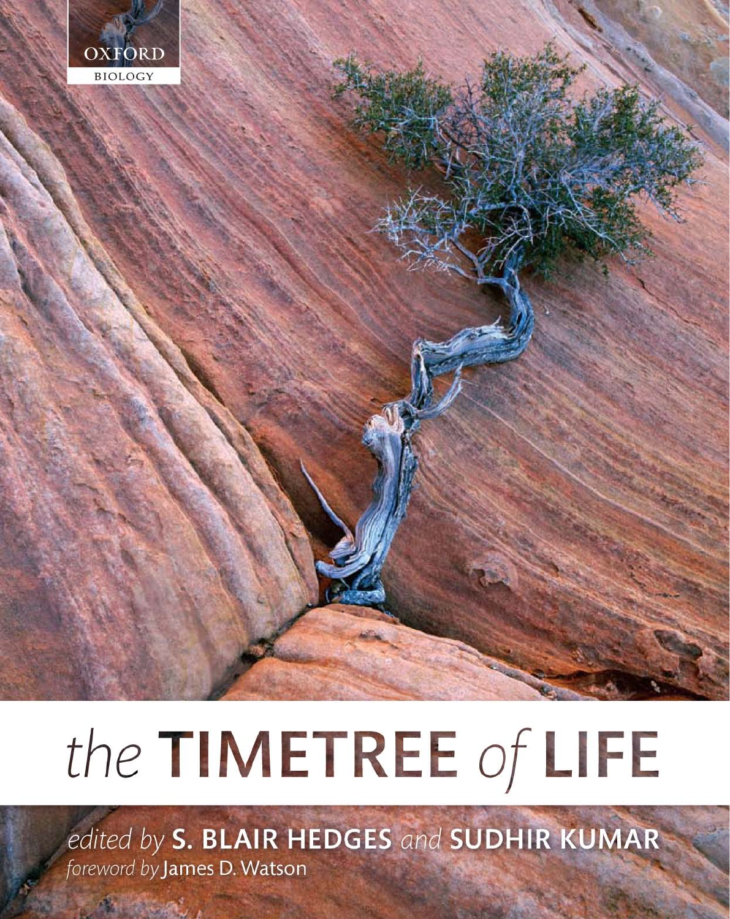OXFORD

BIOLOGY

# the TIMETREE of LIFE

*edited by* **S. BLAIR HEDGES** *and* **SUDHIR KUMAR**

*foreword by* James D. Watson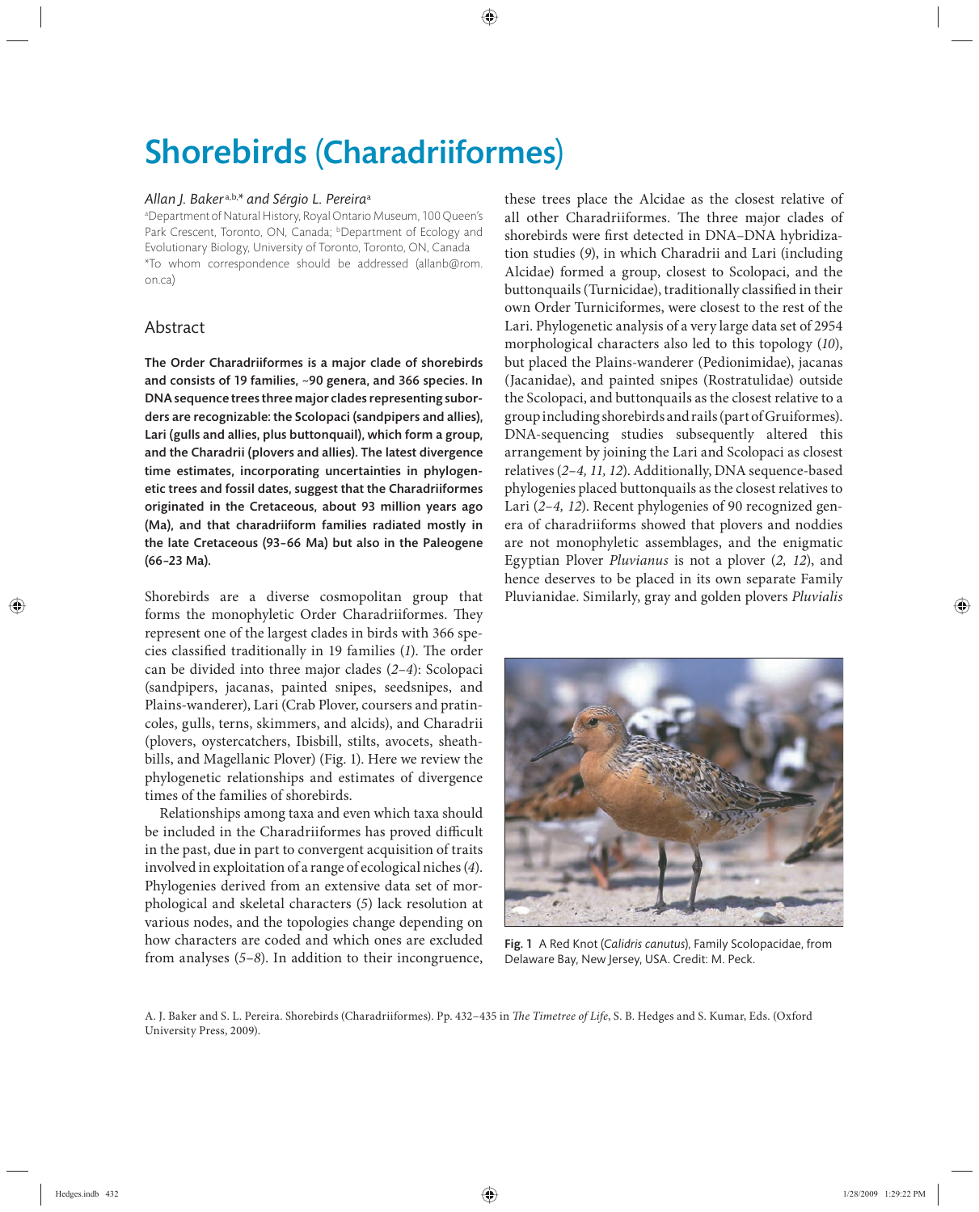# Shorebirds (Charadriiformes)

*Allan J. Baker*[a,b,*] *and Sérgio L. Pereira*[a]

[a]Department of Natural History, Royal Ontario Museum, 100 Queen's Park Crescent, Toronto, ON, Canada; [b]Department of Ecology and Evolutionary Biology, University of Toronto, Toronto, ON, Canada

*To whom correspondence should be addressed (allanb@rom.on.ca)

## Abstract

**The Order Charadriiformes is a major clade of shorebirds and consists of 19 families, ~90 genera, and 366 species. In DNA sequence trees three major clades representing suborders are recognizable: the Scolopaci (sandpipers and allies), Lari (gulls and allies, plus buttonquail), which form a group, and the Charadrii (plovers and allies). The latest divergence time estimates, incorporating uncertainties in phylogenetic trees and fossil dates, suggest that the Charadriiformes originated in the Cretaceous, about 93 million years ago (Ma), and that charadriiform families radiated mostly in the late Cretaceous (93–66 Ma) but also in the Paleogene (66–23 Ma).**

Shorebirds are a diverse cosmopolitan group that forms the monophyletic Order Charadriiformes. They represent one of the largest clades in birds with 366 species classified traditionally in 19 families (*1*). The order can be divided into three major clades (*2–4*): Scolopaci (sandpipers, jacanas, painted snipes, seedsnipes, and Plains-wanderer), Lari (Crab Plover, coursers and pratincoles, gulls, terns, skimmers, and alcids), and Charadrii (plovers, oystercatchers, Ibisbill, stilts, avocets, sheathbills, and Magellanic Plover) (Fig. 1). Here we review the phylogenetic relationships and estimates of divergence times of the families of shorebirds.

Relationships among taxa and even which taxa should be included in the Charadriiformes has proved difficult in the past, due in part to convergent acquisition of traits involved in exploitation of a range of ecological niches (*4*). Phylogenies derived from an extensive data set of morphological and skeletal characters (*5*) lack resolution at various nodes, and the topologies change depending on how characters are coded and which ones are excluded from analyses (*5–8*). In addition to their incongruence, these trees place the Alcidae as the closest relative of all other Charadriiformes. The three major clades of shorebirds were first detected in DNA–DNA hybridization studies (*9*), in which Charadrii and Lari (including Alcidae) formed a group, closest to Scolopaci, and the buttonquails (Turnicidae), traditionally classified in their own Order Turniciformes, were closest to the rest of the Lari. Phylogenetic analysis of a very large data set of 2954 morphological characters also led to this topology (*10*), but placed the Plains-wanderer (Pedionimidae), jacanas (Jacanidae), and painted snipes (Rostratulidae) outside the Scolopaci, and buttonquails as the closest relative to a group including shorebirds and rails (part of Gruiformes). DNA-sequencing studies subsequently altered this arrangement by joining the Lari and Scolopaci as closest relatives (*2–4, 11, 12*). Additionally, DNA sequence-based phylogenies placed buttonquails as the closest relatives to Lari (*2–4, 12*). Recent phylogenies of 90 recognized genera of charadriiforms showed that plovers and noddies are not monophyletic assemblages, and the enigmatic Egyptian Plover *Pluvianus* is not a plover (*2, 12*), and hence deserves to be placed in its own separate Family Pluvianidae. Similarly, gray and golden plovers *Pluvialis*

**Fig. 1** A Red Knot (*Calidris canutus*), Family Scolopacidae, from Delaware Bay, New Jersey, USA. Credit: M. Peck.

A. J. Baker and S. L. Pereira. Shorebirds (Charadriiformes). Pp. 432–435 in *The Timetree of Life*, S. B. Hedges and S. Kumar, Eds. (Oxford University Press, 2009).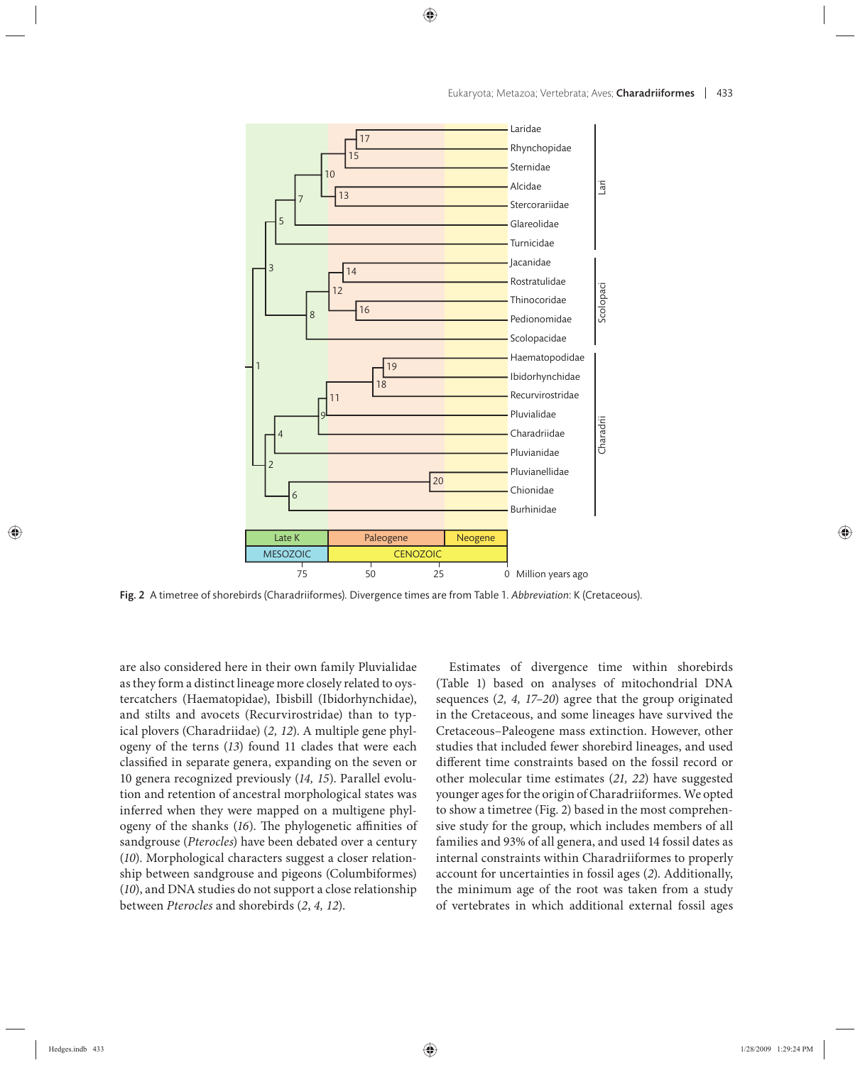Fig. 2 A timetree of shorebirds (Charadriiformes). Divergence times are from Table 1. *Abbreviation*: K (Cretaceous).

are also considered here in their own family Pluvialidae as they form a distinct lineage more closely related to oystercatchers (Haematopidae), Ibisbill (Ibidorhynchidae), and stilts and avocets (Recurvirostridae) than to typical plovers (Charadriidae) (*2, 12*). A multiple gene phylogeny of the terns (*13*) found 11 clades that were each classified in separate genera, expanding on the seven or 10 genera recognized previously (*14, 15*). Parallel evolution and retention of ancestral morphological states was inferred when they were mapped on a multigene phylogeny of the shanks (*16*). The phylogenetic affinities of sandgrouse (*Pterocles*) have been debated over a century (*10*). Morphological characters suggest a closer relationship between sandgrouse and pigeons (Columbiformes) (*10*), and DNA studies do not support a close relationship between *Pterocles* and shorebirds (*2*, *4, 12*).

Estimates of divergence time within shorebirds (Table 1) based on analyses of mitochondrial DNA sequences (*2, 4, 17–20*) agree that the group originated in the Cretaceous, and some lineages have survived the Cretaceous–Paleogene mass extinction. However, other studies that included fewer shorebird lineages, and used different time constraints based on the fossil record or other molecular time estimates (*21, 22*) have suggested younger ages for the origin of Charadriiformes. We opted to show a timetree (Fig. 2) based in the most comprehensive study for the group, which includes members of all families and 93% of all genera, and used 14 fossil dates as internal constraints within Charadriiformes to properly account for uncertainties in fossil ages (*2*). Additionally, the minimum age of the root was taken from a study of vertebrates in which additional external fossil ages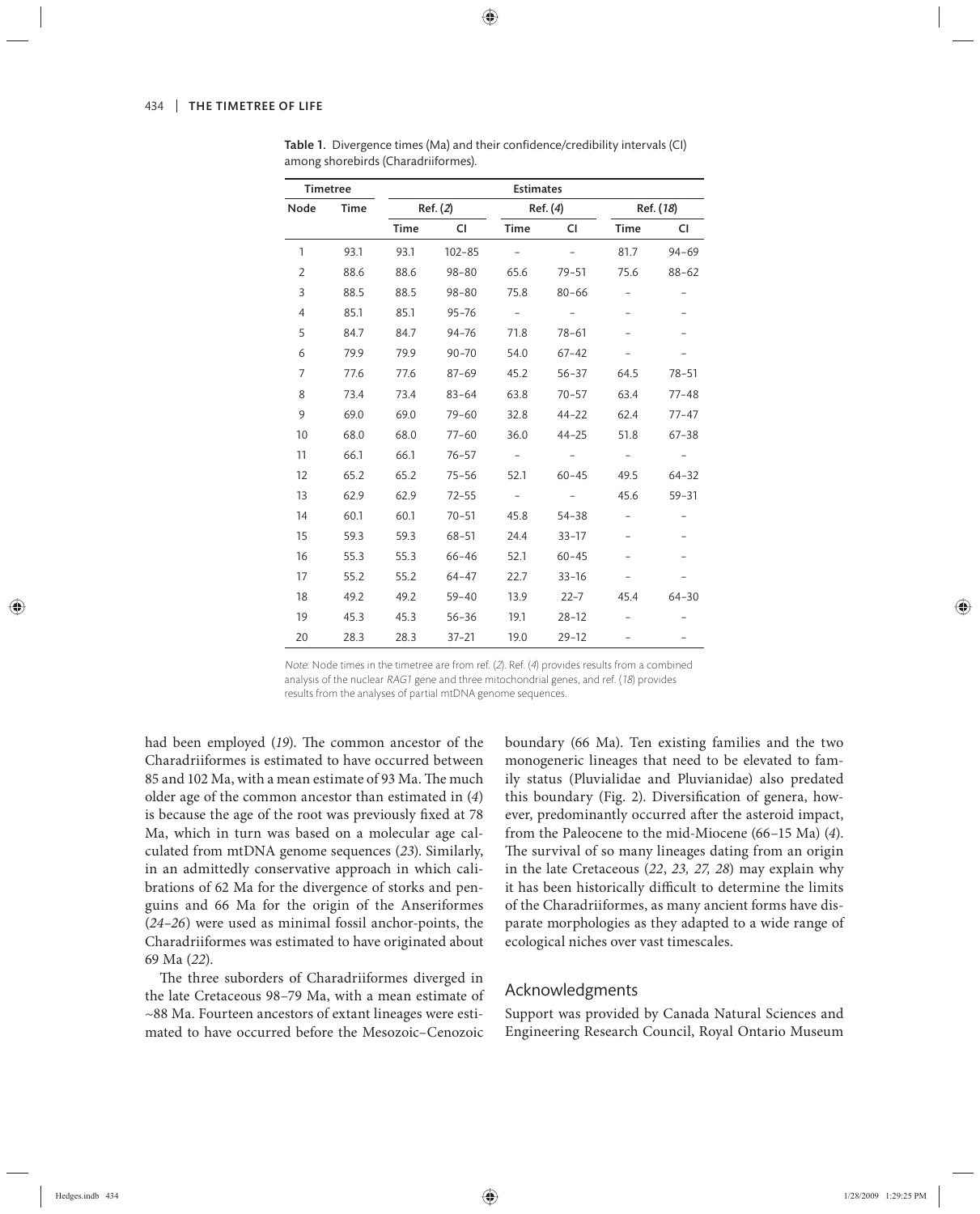**Table 1.** Divergence times (Ma) and their confidence/credibility intervals (CI) among shorebirds (Charadriiformes).

| Timetree | | Estimates | | | | | |
|---|---|---|---|---|---|---|---|
| | | Ref. (*2*) | | Ref. (*4*) | | Ref. (*18*) | |
| Node | Time | Time | CI | Time | CI | Time | CI |
| 1 | 93.1 | 93.1 | 102–85 | – | – | 81.7 | 94–69 |
| 2 | 88.6 | 88.6 | 98–80 | 65.6 | 79–51 | 75.6 | 88–62 |
| 3 | 88.5 | 88.5 | 98–80 | 75.8 | 80–66 | – | – |
| 4 | 85.1 | 85.1 | 95–76 | – | – | – | – |
| 5 | 84.7 | 84.7 | 94–76 | 71.8 | 78–61 | – | – |
| 6 | 79.9 | 79.9 | 90–70 | 54.0 | 67–42 | – | – |
| 7 | 77.6 | 77.6 | 87–69 | 45.2 | 56–37 | 64.5 | 78–51 |
| 8 | 73.4 | 73.4 | 83–64 | 63.8 | 70–57 | 63.4 | 77–48 |
| 9 | 69.0 | 69.0 | 79–60 | 32.8 | 44–22 | 62.4 | 77–47 |
| 10 | 68.0 | 68.0 | 77–60 | 36.0 | 44–25 | 51.8 | 67–38 |
| 11 | 66.1 | 66.1 | 76–57 | – | – | – | – |
| 12 | 65.2 | 65.2 | 75–56 | 52.1 | 60–45 | 49.5 | 64–32 |
| 13 | 62.9 | 62.9 | 72–55 | – | – | 45.6 | 59–31 |
| 14 | 60.1 | 60.1 | 70–51 | 45.8 | 54–38 | – | – |
| 15 | 59.3 | 59.3 | 68–51 | 24.4 | 33–17 | – | – |
| 16 | 55.3 | 55.3 | 66–46 | 52.1 | 60–45 | – | – |
| 17 | 55.2 | 55.2 | 64–47 | 22.7 | 33–16 | – | – |
| 18 | 49.2 | 49.2 | 59–40 | 13.9 | 22–7 | 45.4 | 64–30 |
| 19 | 45.3 | 45.3 | 56–36 | 19.1 | 28–12 | – | – |
| 20 | 28.3 | 28.3 | 37–21 | 19.0 | 29–12 | – | – |

*Note*: Node times in the timetree are from ref. (*2*). Ref. (*4*) provides results from a combined analysis of the nuclear *RAG1* gene and three mitochondrial genes, and ref. (*18*) provides results from the analyses of partial mtDNA genome sequences.

had been employed (*19*). The common ancestor of the Charadriiformes is estimated to have occurred between 85 and 102 Ma, with a mean estimate of 93 Ma. The much older age of the common ancestor than estimated in (*4*) is because the age of the root was previously fixed at 78 Ma, which in turn was based on a molecular age calculated from mtDNA genome sequences (*23*). Similarly, in an admittedly conservative approach in which calibrations of 62 Ma for the divergence of storks and penguins and 66 Ma for the origin of the Anseriformes (*24–26*) were used as minimal fossil anchor-points, the Charadriiformes was estimated to have originated about 69 Ma (*22*).

The three suborders of Charadriiformes diverged in the late Cretaceous 98–79 Ma, with a mean estimate of ~88 Ma. Fourteen ancestors of extant lineages were estimated to have occurred before the Mesozoic–Cenozoic boundary (66 Ma). Ten existing families and the two monogeneric lineages that need to be elevated to family status (Pluvialidae and Pluvianidae) also predated this boundary (Fig. 2). Diversification of genera, however, predominantly occurred after the asteroid impact, from the Paleocene to the mid-Miocene (66–15 Ma) (*4*). The survival of so many lineages dating from an origin in the late Cretaceous (*22*, *23, 27, 28*) may explain why it has been historically difficult to determine the limits of the Charadriiformes, as many ancient forms have disparate morphologies as they adapted to a wide range of ecological niches over vast timescales.

## Acknowledgments

Support was provided by Canada Natural Sciences and Engineering Research Council, Royal Ontario Museum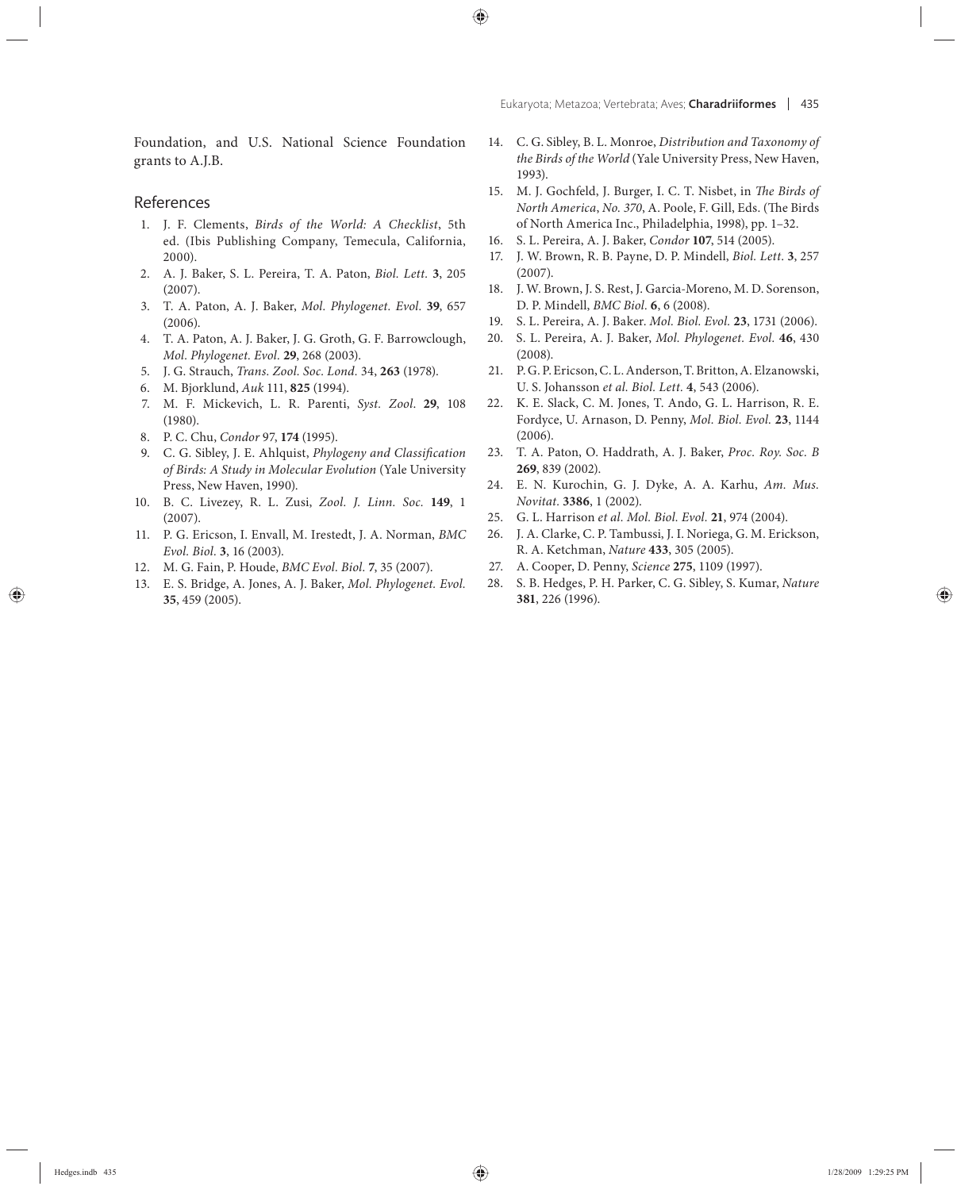Foundation, and U.S. National Science Foundation grants to A.J.B.

## References

1. J. F. Clements, *Birds of the World: A Checklist*, 5th ed. (Ibis Publishing Company, Temecula, California, 2000).
2. A. J. Baker, S. L. Pereira, T. A. Paton, *Biol. Lett.* **3**, 205 (2007).
3. T. A. Paton, A. J. Baker, *Mol. Phylogenet. Evol.* **39**, 657 (2006).
4. T. A. Paton, A. J. Baker, J. G. Groth, G. F. Barrowclough, *Mol. Phylogenet. Evol.* **29**, 268 (2003).
5. J. G. Strauch, *Trans. Zool. Soc. Lond.* 34, **263** (1978).
6. M. Bjorklund, *Auk* 111, **825** (1994).
7. M. F. Mickevich, L. R. Parenti, *Syst. Zool.* **29**, 108 (1980).
8. P. C. Chu, *Condor* 97, **174** (1995).
9. C. G. Sibley, J. E. Ahlquist, *Phylogeny and Classification of Birds: A Study in Molecular Evolution* (Yale University Press, New Haven, 1990).
10. B. C. Livezey, R. L. Zusi, *Zool. J. Linn. Soc.* **149**, 1 (2007).
11. P. G. Ericson, I. Envall, M. Irestedt, J. A. Norman, *BMC Evol. Biol.* **3**, 16 (2003).
12. M. G. Fain, P. Houde, *BMC Evol. Biol.* **7**, 35 (2007).
13. E. S. Bridge, A. Jones, A. J. Baker, *Mol. Phylogenet. Evol.* **35**, 459 (2005).
14. C. G. Sibley, B. L. Monroe, *Distribution and Taxonomy of the Birds of the World* (Yale University Press, New Haven, 1993).
15. M. J. Gochfeld, J. Burger, I. C. T. Nisbet, in *The Birds of North America*, *No. 370*, A. Poole, F. Gill, Eds. (The Birds of North America Inc., Philadelphia, 1998), pp. 1–32.
16. S. L. Pereira, A. J. Baker, *Condor* **107**, 514 (2005).
17. J. W. Brown, R. B. Payne, D. P. Mindell, *Biol. Lett.* **3**, 257 (2007).
18. J. W. Brown, J. S. Rest, J. Garcia-Moreno, M. D. Sorenson, D. P. Mindell, *BMC Biol.* **6**, 6 (2008).
19. S. L. Pereira, A. J. Baker. *Mol. Biol. Evol.* **23**, 1731 (2006).
20. S. L. Pereira, A. J. Baker, *Mol. Phylogenet. Evol.* **46**, 430 (2008).
21. P. G. P. Ericson, C. L. Anderson, T. Britton, A. Elzanowski, U. S. Johansson *et al. Biol. Lett.* **4**, 543 (2006).
22. K. E. Slack, C. M. Jones, T. Ando, G. L. Harrison, R. E. Fordyce, U. Arnason, D. Penny, *Mol. Biol. Evol.* **23**, 1144 (2006).
23. T. A. Paton, O. Haddrath, A. J. Baker, *Proc. Roy. Soc. B* **269**, 839 (2002).
24. E. N. Kurochin, G. J. Dyke, A. A. Karhu, *Am. Mus. Novitat.* **3386**, 1 (2002).
25. G. L. Harrison *et al. Mol. Biol. Evol.* **21**, 974 (2004).
26. J. A. Clarke, C. P. Tambussi, J. I. Noriega, G. M. Erickson, R. A. Ketchman, *Nature* **433**, 305 (2005).
27. A. Cooper, D. Penny, *Science* **275**, 1109 (1997).
28. S. B. Hedges, P. H. Parker, C. G. Sibley, S. Kumar, *Nature* **381**, 226 (1996).